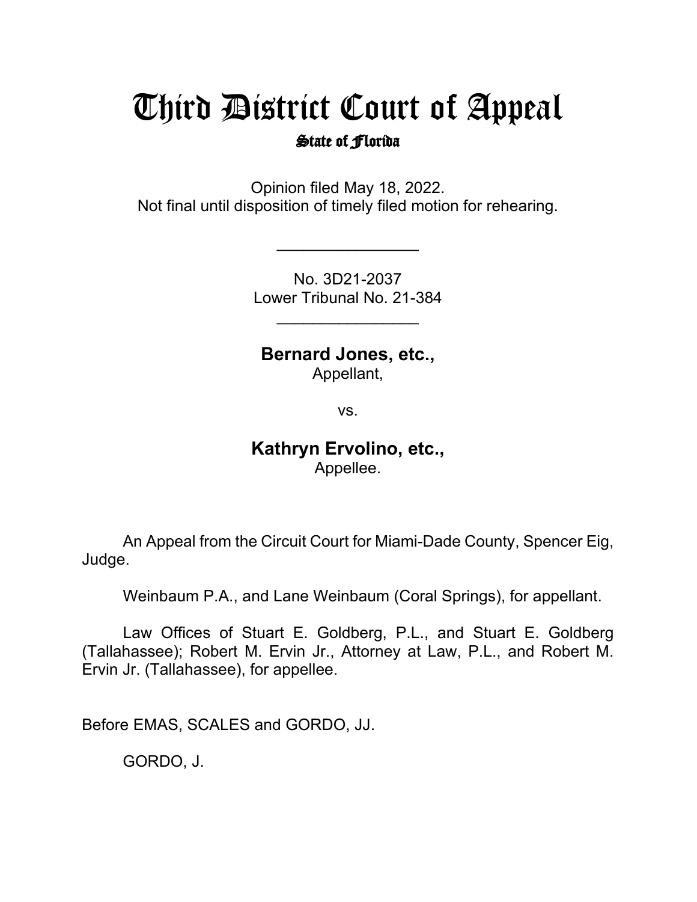# Third District Court of Appeal

## State of Florida

Opinion filed May 18, 2022.
Not final until disposition of timely filed motion for rehearing.

________________

No. 3D21-2037
Lower Tribunal No. 21-384

________________

**Bernard Jones, etc.,**
Appellant,

vs.

**Kathryn Ervolino, etc.,**
Appellee.

An Appeal from the Circuit Court for Miami-Dade County, Spencer Eig, Judge.

Weinbaum P.A., and Lane Weinbaum (Coral Springs), for appellant.

Law Offices of Stuart E. Goldberg, P.L., and Stuart E. Goldberg (Tallahassee); Robert M. Ervin Jr., Attorney at Law, P.L., and Robert M. Ervin Jr. (Tallahassee), for appellee.

Before EMAS, SCALES and GORDO, JJ.

GORDO, J.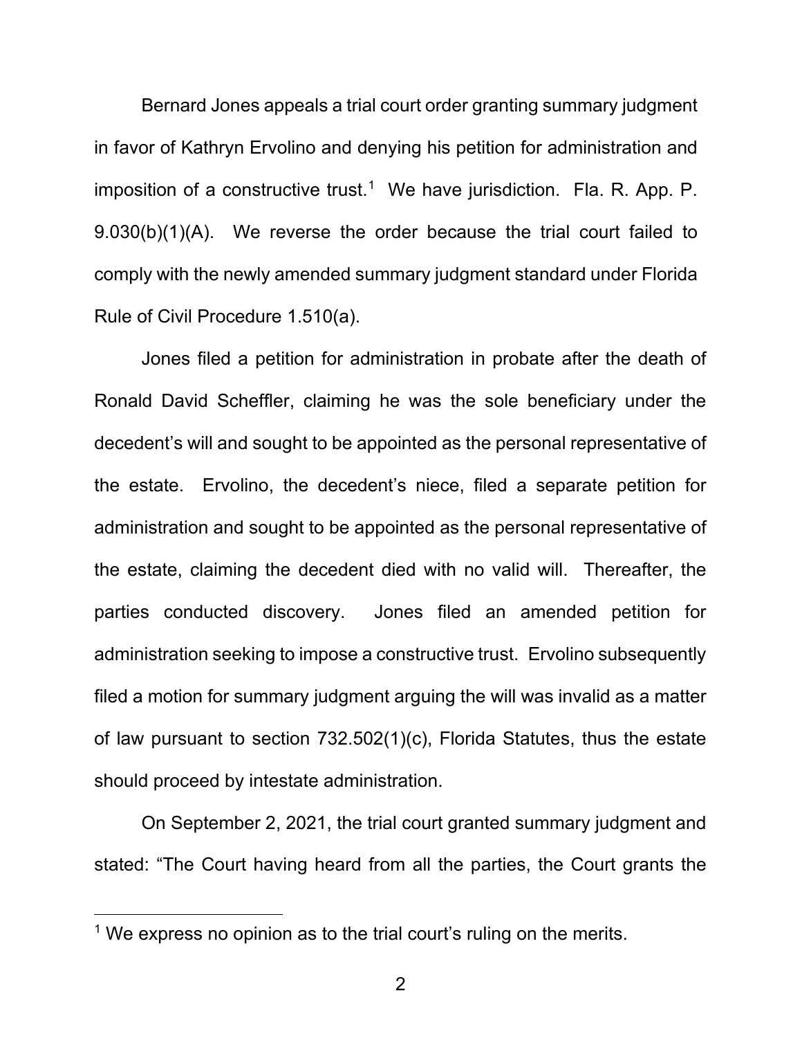Bernard Jones appeals a trial court order granting summary judgment in favor of Kathryn Ervolino and denying his petition for administration and imposition of a constructive trust.[1] We have jurisdiction. Fla. R. App. P. 9.030(b)(1)(A). We reverse the order because the trial court failed to comply with the newly amended summary judgment standard under Florida Rule of Civil Procedure 1.510(a).

Jones filed a petition for administration in probate after the death of Ronald David Scheffler, claiming he was the sole beneficiary under the decedent's will and sought to be appointed as the personal representative of the estate. Ervolino, the decedent's niece, filed a separate petition for administration and sought to be appointed as the personal representative of the estate, claiming the decedent died with no valid will. Thereafter, the parties conducted discovery. Jones filed an amended petition for administration seeking to impose a constructive trust. Ervolino subsequently filed a motion for summary judgment arguing the will was invalid as a matter of law pursuant to section 732.502(1)(c), Florida Statutes, thus the estate should proceed by intestate administration.

On September 2, 2021, the trial court granted summary judgment and stated: "The Court having heard from all the parties, the Court grants the

[1] We express no opinion as to the trial court's ruling on the merits.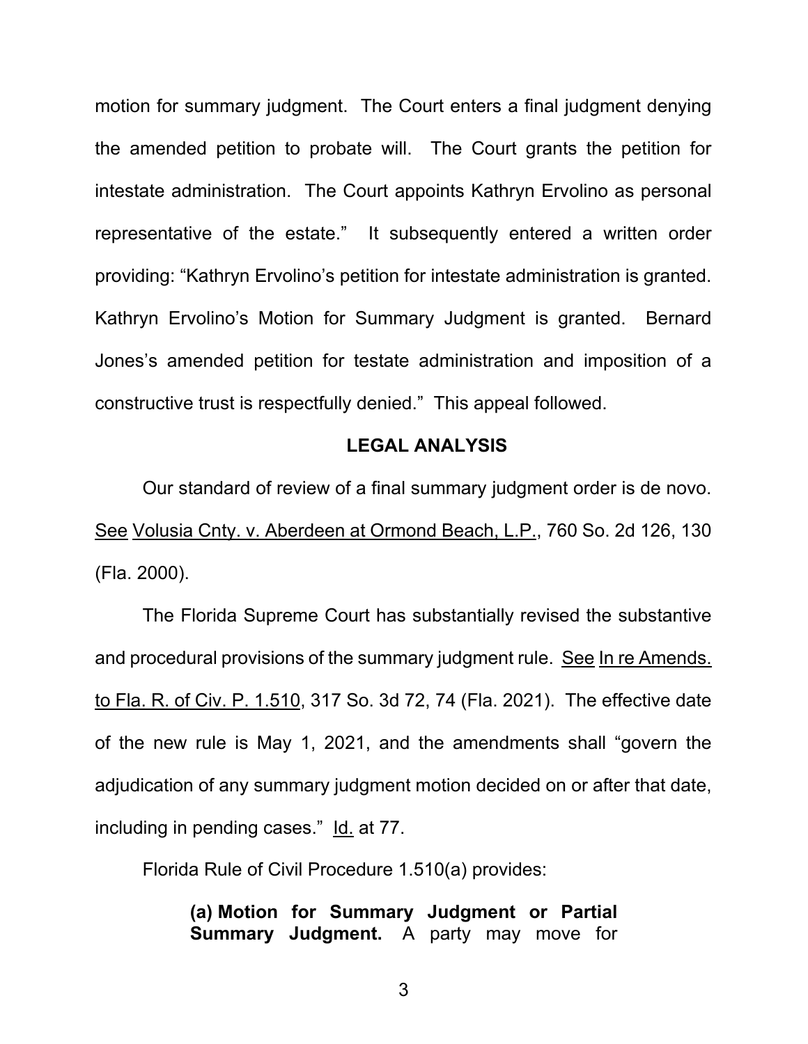motion for summary judgment. The Court enters a final judgment denying the amended petition to probate will. The Court grants the petition for intestate administration. The Court appoints Kathryn Ervolino as personal representative of the estate." It subsequently entered a written order providing: "Kathryn Ervolino's petition for intestate administration is granted. Kathryn Ervolino's Motion for Summary Judgment is granted. Bernard Jones's amended petition for testate administration and imposition of a constructive trust is respectfully denied." This appeal followed.

## LEGAL ANALYSIS

Our standard of review of a final summary judgment order is de novo. See Volusia Cnty. v. Aberdeen at Ormond Beach, L.P., 760 So. 2d 126, 130 (Fla. 2000).

The Florida Supreme Court has substantially revised the substantive and procedural provisions of the summary judgment rule. See In re Amends. to Fla. R. of Civ. P. 1.510, 317 So. 3d 72, 74 (Fla. 2021). The effective date of the new rule is May 1, 2021, and the amendments shall "govern the adjudication of any summary judgment motion decided on or after that date, including in pending cases." Id. at 77.

Florida Rule of Civil Procedure 1.510(a) provides:

> **(a) Motion for Summary Judgment or Partial Summary Judgment.** A party may move for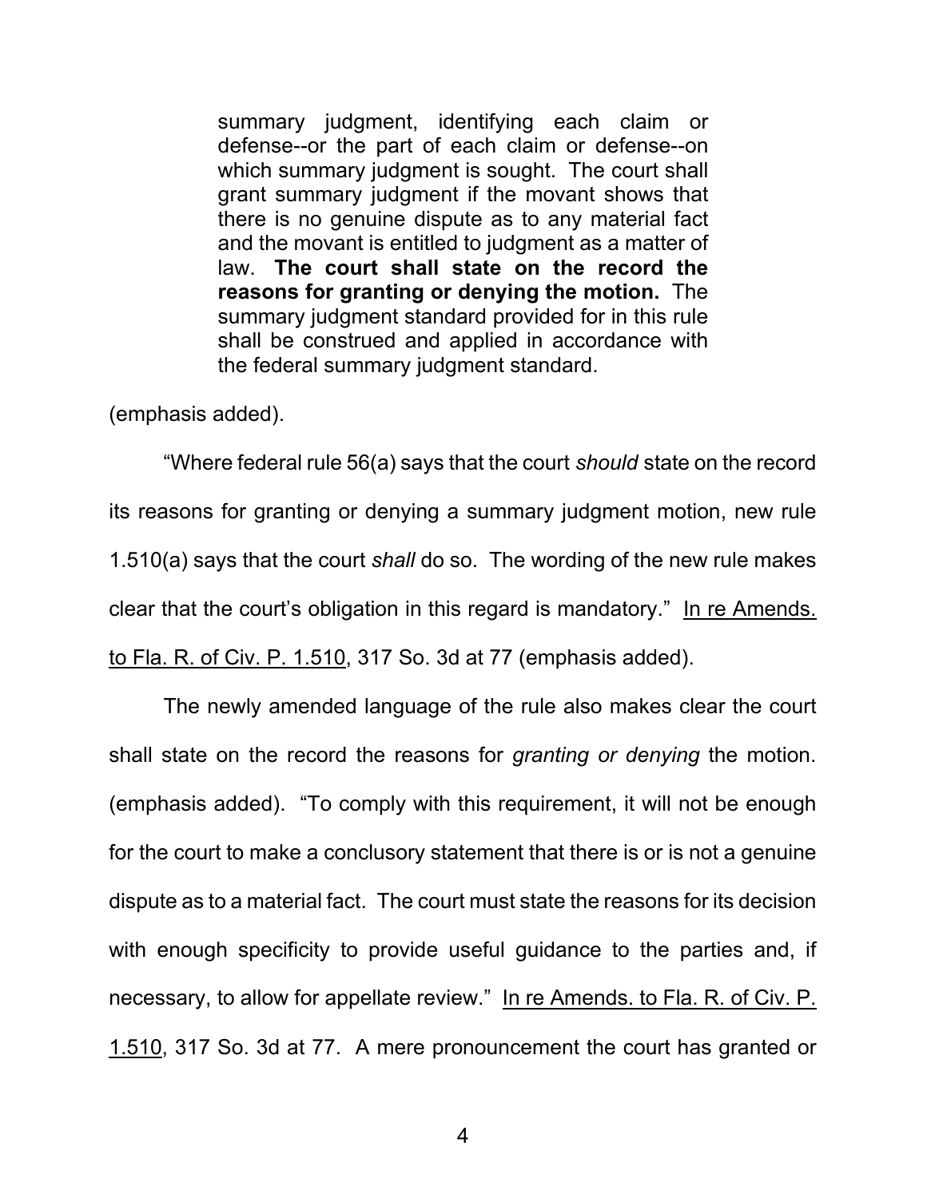> summary judgment, identifying each claim or defense--or the part of each claim or defense--on which summary judgment is sought. The court shall grant summary judgment if the movant shows that there is no genuine dispute as to any material fact and the movant is entitled to judgment as a matter of law. **The court shall state on the record the reasons for granting or denying the motion.** The summary judgment standard provided for in this rule shall be construed and applied in accordance with the federal summary judgment standard.

(emphasis added).

"Where federal rule 56(a) says that the court *should* state on the record its reasons for granting or denying a summary judgment motion, new rule 1.510(a) says that the court *shall* do so. The wording of the new rule makes clear that the court's obligation in this regard is mandatory." In re Amends. to Fla. R. of Civ. P. 1.510, 317 So. 3d at 77 (emphasis added).

The newly amended language of the rule also makes clear the court shall state on the record the reasons for *granting or denying* the motion. (emphasis added). "To comply with this requirement, it will not be enough for the court to make a conclusory statement that there is or is not a genuine dispute as to a material fact. The court must state the reasons for its decision with enough specificity to provide useful guidance to the parties and, if necessary, to allow for appellate review." In re Amends. to Fla. R. of Civ. P. 1.510, 317 So. 3d at 77. A mere pronouncement the court has granted or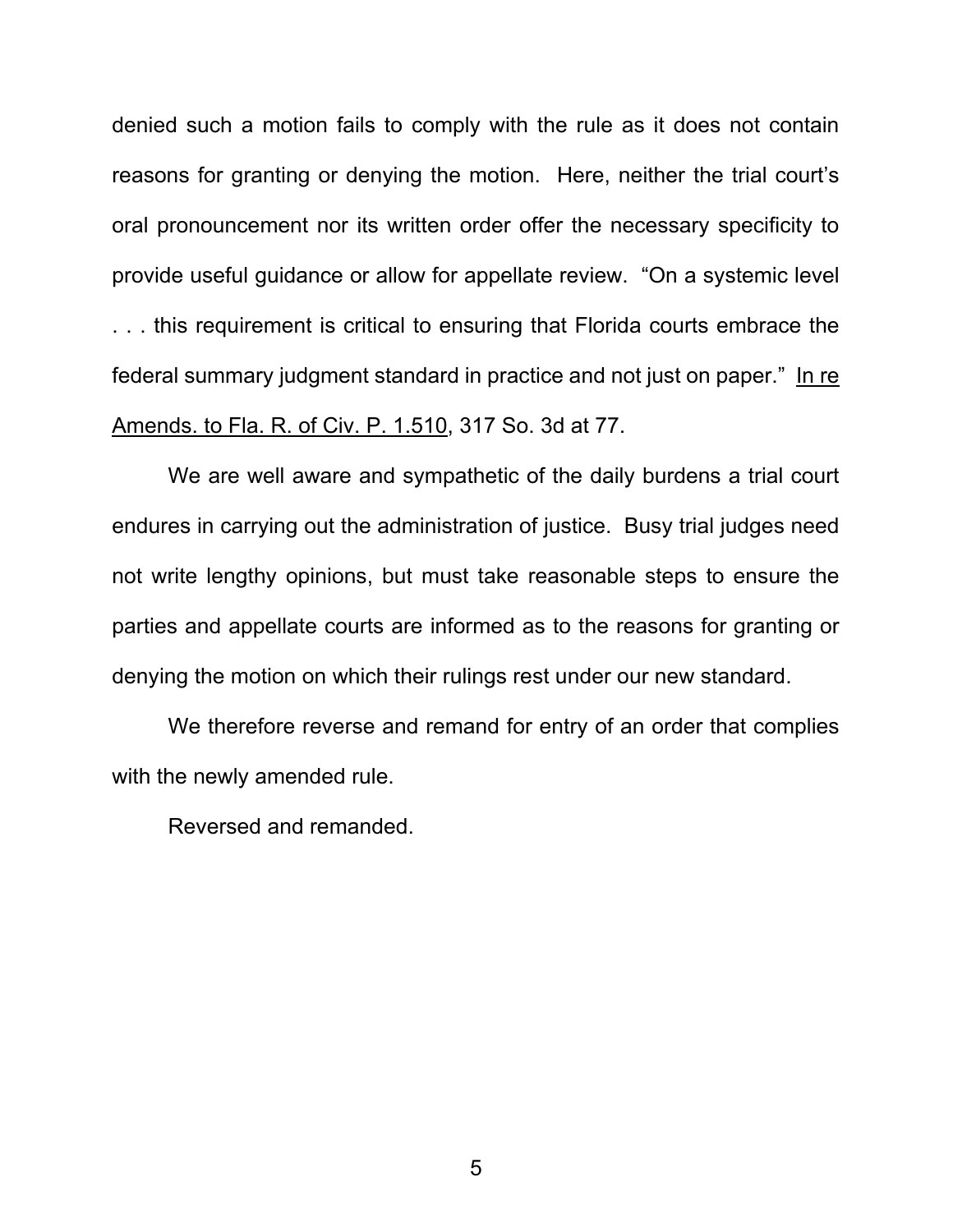denied such a motion fails to comply with the rule as it does not contain reasons for granting or denying the motion. Here, neither the trial court's oral pronouncement nor its written order offer the necessary specificity to provide useful guidance or allow for appellate review. "On a systemic level . . . this requirement is critical to ensuring that Florida courts embrace the federal summary judgment standard in practice and not just on paper." In re Amends. to Fla. R. of Civ. P. 1.510, 317 So. 3d at 77.

We are well aware and sympathetic of the daily burdens a trial court endures in carrying out the administration of justice. Busy trial judges need not write lengthy opinions, but must take reasonable steps to ensure the parties and appellate courts are informed as to the reasons for granting or denying the motion on which their rulings rest under our new standard.

We therefore reverse and remand for entry of an order that complies with the newly amended rule.

Reversed and remanded.